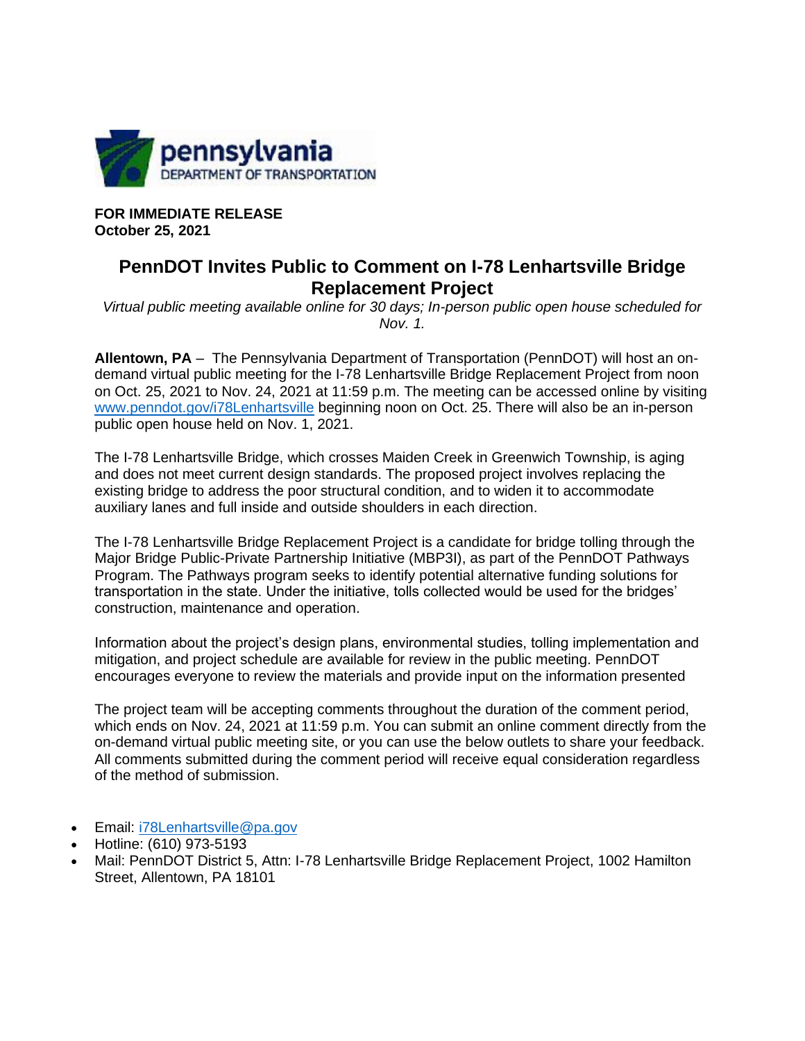**FOR IMMEDIATE RELEASE**
**October 25, 2021**

# PennDOT Invites Public to Comment on I-78 Lenhartsville Bridge Replacement Project

*Virtual public meeting available online for 30 days; In-person public open house scheduled for Nov. 1.*

**Allentown, PA** – The Pennsylvania Department of Transportation (PennDOT) will host an on-demand virtual public meeting for the I-78 Lenhartsville Bridge Replacement Project from noon on Oct. 25, 2021 to Nov. 24, 2021 at 11:59 p.m. The meeting can be accessed online by visiting www.penndot.gov/i78Lenhartsville beginning noon on Oct. 25. There will also be an in-person public open house held on Nov. 1, 2021.

The I-78 Lenhartsville Bridge, which crosses Maiden Creek in Greenwich Township, is aging and does not meet current design standards. The proposed project involves replacing the existing bridge to address the poor structural condition, and to widen it to accommodate auxiliary lanes and full inside and outside shoulders in each direction.

The I-78 Lenhartsville Bridge Replacement Project is a candidate for bridge tolling through the Major Bridge Public-Private Partnership Initiative (MBP3I), as part of the PennDOT Pathways Program. The Pathways program seeks to identify potential alternative funding solutions for transportation in the state. Under the initiative, tolls collected would be used for the bridges' construction, maintenance and operation.

Information about the project's design plans, environmental studies, tolling implementation and mitigation, and project schedule are available for review in the public meeting. PennDOT encourages everyone to review the materials and provide input on the information presented

The project team will be accepting comments throughout the duration of the comment period, which ends on Nov. 24, 2021 at 11:59 p.m. You can submit an online comment directly from the on-demand virtual public meeting site, or you can use the below outlets to share your feedback. All comments submitted during the comment period will receive equal consideration regardless of the method of submission.

- Email: i78Lenhartsville@pa.gov
- Hotline: (610) 973-5193
- Mail: PennDOT District 5, Attn: I-78 Lenhartsville Bridge Replacement Project, 1002 Hamilton Street, Allentown, PA 18101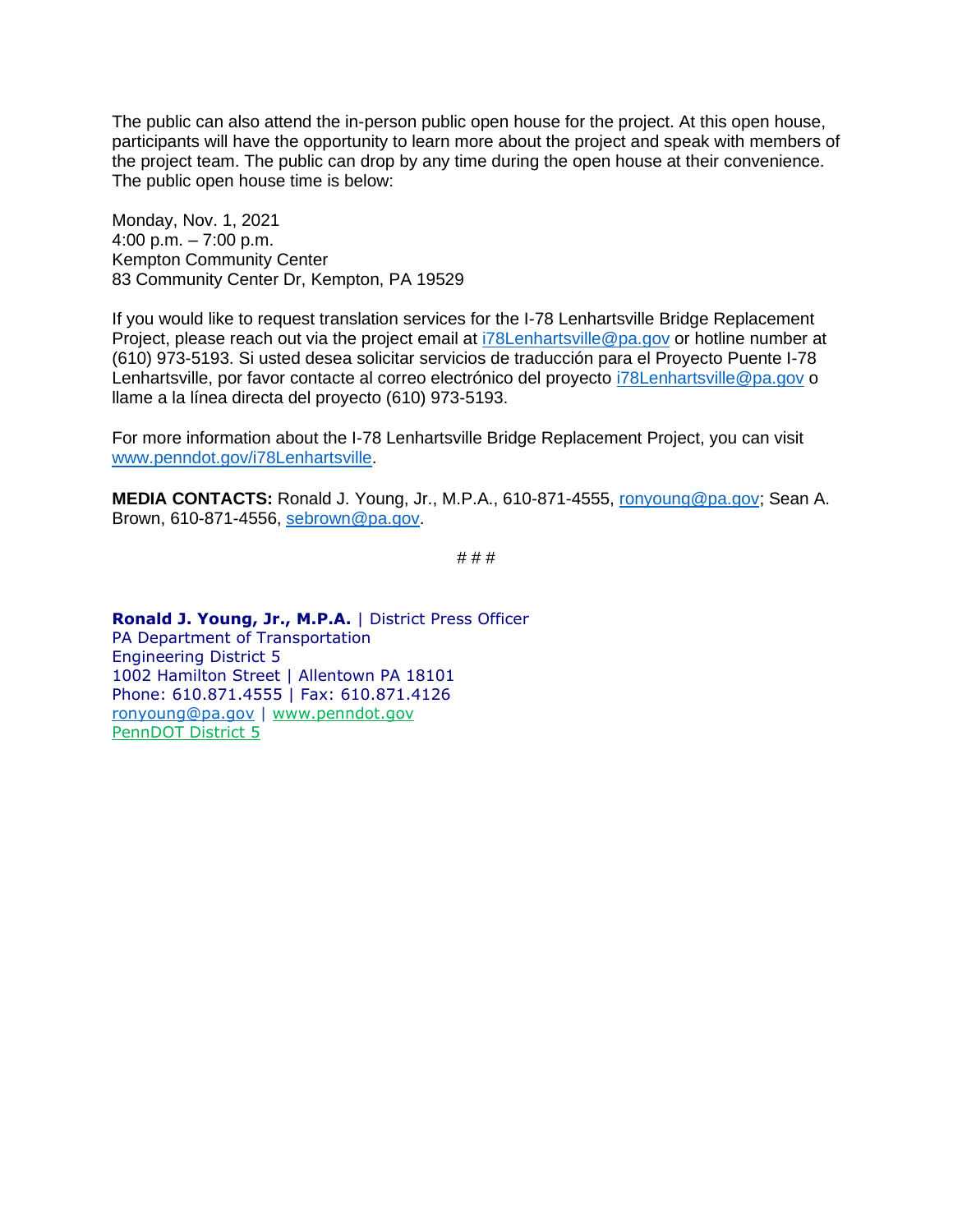The public can also attend the in-person public open house for the project. At this open house, participants will have the opportunity to learn more about the project and speak with members of the project team. The public can drop by any time during the open house at their convenience. The public open house time is below:

Monday, Nov. 1, 2021
4:00 p.m. – 7:00 p.m.
Kempton Community Center
83 Community Center Dr, Kempton, PA 19529

If you would like to request translation services for the I-78 Lenhartsville Bridge Replacement Project, please reach out via the project email at i78Lenhartsville@pa.gov or hotline number at (610) 973-5193. Si usted desea solicitar servicios de traducción para el Proyecto Puente I-78 Lenhartsville, por favor contacte al correo electrónico del proyecto i78Lenhartsville@pa.gov o llame a la línea directa del proyecto (610) 973-5193.

For more information about the I-78 Lenhartsville Bridge Replacement Project, you can visit www.penndot.gov/i78Lenhartsville.

**MEDIA CONTACTS:** Ronald J. Young, Jr., M.P.A., 610-871-4555, ronyoung@pa.gov; Sean A. Brown, 610-871-4556, sebrown@pa.gov.

# # #

**Ronald J. Young, Jr., M.P.A.** | District Press Officer
PA Department of Transportation
Engineering District 5
1002 Hamilton Street | Allentown PA 18101
Phone: 610.871.4555 | Fax: 610.871.4126
ronyoung@pa.gov | www.penndot.gov
PennDOT District 5